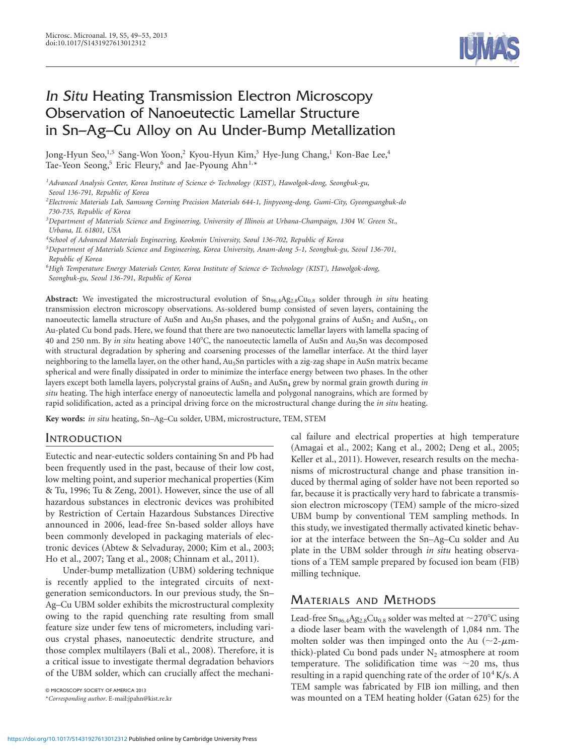# *In Situ* Heating Transmission Electron Microscopy Observation of Nanoeutectic Lamellar Structure in Sn–Ag–Cu Alloy on Au Under-Bump Metallization

Jong-Hyun Seo,[1,5] Sang-Won Yoon,[2] Kyou-Hyun Kim,[3] Hye-Jung Chang,[1] Kon-Bae Lee,[4] Tae-Yeon Seong,[5] Eric Fleury,[6] and Jae-Pyoung Ahn[1,*]

[1]*Advanced Analysis Center, Korea Institute of Science & Technology (KIST), Hawolgok-dong, Seongbuk-gu, Seoul 136-791, Republic of Korea*

[2]*Electronic Materials Lab, Samsung Corning Precision Materials 644-1, Jinpyeong-dong, Gumi-City, Gyeongsangbuk-do 730-735, Republic of Korea*

[3]*Department of Materials Science and Engineering, University of Illinois at Urbana-Champaign, 1304 W. Green St., Urbana, IL 61801, USA*

[4]*School of Advanced Materials Engineering, Kookmin University, Seoul 136-702, Republic of Korea*

[5]*Department of Materials Science and Engineering, Korea University, Anam-dong 5-1, Seongbuk-gu, Seoul 136-701, Republic of Korea*

[6]*High Temperature Energy Materials Center, Korea Institute of Science & Technology (KIST), Hawolgok-dong, Seongbuk-gu, Seoul 136-791, Republic of Korea*

**Abstract:** We investigated the microstructural evolution of $Sn_{96.4}Ag_{2.8}Cu_{0.8}$ solder through *in situ* heating transmission electron microscopy observations. As-soldered bump consisted of seven layers, containing the nanoeutectic lamella structure of AuSn and $Au_5Sn$ phases, and the polygonal grains of $AuSn_2$ and $AuSn_4$, on Au-plated Cu bond pads. Here, we found that there are two nanoeutectic lamellar layers with lamella spacing of 40 and 250 nm. By *in situ* heating above 140°C, the nanoeutectic lamella of AuSn and $Au_5Sn$ was decomposed with structural degradation by sphering and coarsening processes of the lamellar interface. At the third layer neighboring to the lamella layer, on the other hand, $Au_5Sn$ particles with a zig-zag shape in AuSn matrix became spherical and were finally dissipated in order to minimize the interface energy between two phases. In the other layers except both lamella layers, polycrystal grains of $AuSn_2$ and $AuSn_4$ grew by normal grain growth during *in situ* heating. The high interface energy of nanoeutectic lamella and polygonal nanograins, which are formed by rapid solidification, acted as a principal driving force on the microstructural change during the *in situ* heating.

**Key words:** *in situ* heating, Sn–Ag–Cu solder, UBM, microstructure, TEM, STEM

## Introduction

Eutectic and near-eutectic solders containing Sn and Pb had been frequently used in the past, because of their low cost, low melting point, and superior mechanical properties (Kim & Tu, 1996; Tu & Zeng, 2001). However, since the use of all hazardous substances in electronic devices was prohibited by Restriction of Certain Hazardous Substances Directive announced in 2006, lead-free Sn-based solder alloys have been commonly developed in packaging materials of electronic devices (Abtew & Selvaduray, 2000; Kim et al., 2003; Ho et al., 2007; Tang et al., 2008; Chinnam et al., 2011).

Under-bump metallization (UBM) soldering technique is recently applied to the integrated circuits of next-generation semiconductors. In our previous study, the Sn–Ag–Cu UBM solder exhibits the microstructural complexity owing to the rapid quenching rate resulting from small feature size under few tens of micrometers, including various crystal phases, nanoeutectic dendrite structure, and those complex multilayers (Bali et al., 2008). Therefore, it is a critical issue to investigate thermal degradation behaviors of the UBM solder, which can crucially affect the mechanical failure and electrical properties at high temperature (Amagai et al., 2002; Kang et al., 2002; Deng et al., 2005; Keller et al., 2011). However, research results on the mechanisms of microstructural change and phase transition induced by thermal aging of solder have not been reported so far, because it is practically very hard to fabricate a transmission electron microscopy (TEM) sample of the micro-sized UBM bump by conventional TEM sampling methods. In this study, we investigated thermally activated kinetic behavior at the interface between the Sn–Ag–Cu solder and Au plate in the UBM solder through *in situ* heating observations of a TEM sample prepared by focused ion beam (FIB) milling technique.

## Materials and Methods

Lead-free $Sn_{96.4}Ag_{2.8}Cu_{0.8}$ solder was melted at ~270°C using a diode laser beam with the wavelength of 1,084 nm. The molten solder was then impinged onto the Au (~2-$\mu$m-thick)-plated Cu bond pads under $N_2$ atmosphere at room temperature. The solidification time was ~20 ms, thus resulting in a rapid quenching rate of the order of $10^4$ K/s. A TEM sample was fabricated by FIB ion milling, and then was mounted on a TEM heating holder (Gatan 625) for the

© MICROSCOPY SOCIETY OF AMERICA 2013

*Corresponding author. E-mail:jpahn@kist.re.kr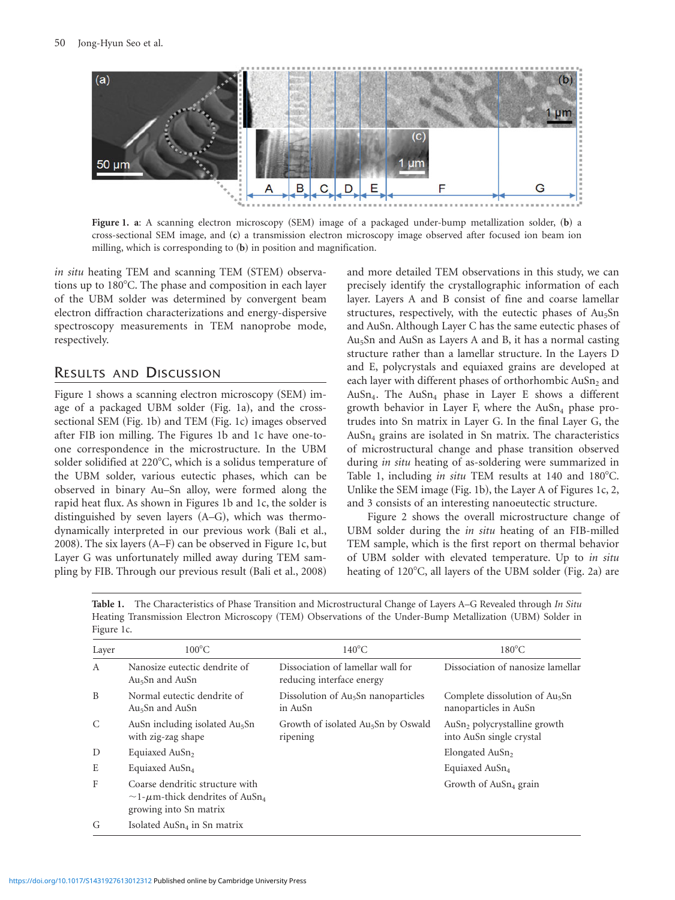**Figure 1.** **a**: A scanning electron microscopy (SEM) image of a packaged under-bump metallization solder, (**b**) a cross-sectional SEM image, and (**c**) a transmission electron microscopy image observed after focused ion beam ion milling, which is corresponding to (**b**) in position and magnification.

*in situ* heating TEM and scanning TEM (STEM) observations up to 180°C. The phase and composition in each layer of the UBM solder was determined by convergent beam electron diffraction characterizations and energy-dispersive spectroscopy measurements in TEM nanoprobe mode, respectively.

## Results and Discussion

Figure 1 shows a scanning electron microscopy (SEM) image of a packaged UBM solder (Fig. 1a), and the cross-sectional SEM (Fig. 1b) and TEM (Fig. 1c) images observed after FIB ion milling. The Figures 1b and 1c have one-to-one correspondence in the microstructure. In the UBM solder solidified at 220°C, which is a solidus temperature of the UBM solder, various eutectic phases, which can be observed in binary Au–Sn alloy, were formed along the rapid heat flux. As shown in Figures 1b and 1c, the solder is distinguished by seven layers (A–G), which was thermodynamically interpreted in our previous work (Bali et al., 2008). The six layers (A–F) can be observed in Figure 1c, but Layer G was unfortunately milled away during TEM sampling by FIB. Through our previous result (Bali et al., 2008) and more detailed TEM observations in this study, we can precisely identify the crystallographic information of each layer. Layers A and B consist of fine and coarse lamellar structures, respectively, with the eutectic phases of $Au_5Sn$ and AuSn. Although Layer C has the same eutectic phases of $Au_5Sn$ and AuSn as Layers A and B, it has a normal casting structure rather than a lamellar structure. In the Layers D and E, polycrystals and equiaxed grains are developed at each layer with different phases of orthorhombic $AuSn_2$ and $AuSn_4$. The $AuSn_4$ phase in Layer E shows a different growth behavior in Layer F, where the $AuSn_4$ phase protrudes into Sn matrix in Layer G. In the final Layer G, the $AuSn_4$ grains are isolated in Sn matrix. The characteristics of microstructural change and phase transition observed during *in situ* heating of as-soldering were summarized in Table 1, including *in situ* TEM results at 140 and 180°C. Unlike the SEM image (Fig. 1b), the Layer A of Figures 1c, 2, and 3 consists of an interesting nanoeutectic structure.

Figure 2 shows the overall microstructure change of UBM solder during the *in situ* heating of an FIB-milled TEM sample, which is the first report on thermal behavior of UBM solder with elevated temperature. Up to *in situ* heating of 120°C, all layers of the UBM solder (Fig. 2a) are

**Table 1.** The Characteristics of Phase Transition and Microstructural Change of Layers A–G Revealed through *In Situ* Heating Transmission Electron Microscopy (TEM) Observations of the Under-Bump Metallization (UBM) Solder in Figure 1c.

| Layer | 100°C | 140°C | 180°C |
|---|---|---|---|
| A | Nanosize eutectic dendrite of $Au_5Sn$ and AuSn | Dissociation of lamellar wall for reducing interface energy | Dissociation of nanosize lamellar |
| B | Normal eutectic dendrite of $Au_5Sn$ and AuSn | Dissolution of $Au_5Sn$ nanoparticles in AuSn | Complete dissolution of $Au_5Sn$ nanoparticles in AuSn |
| C | AuSn including isolated $Au_5Sn$ with zig-zag shape | Growth of isolated $Au_5Sn$ by Oswald ripening | $AuSn_2$ polycrystalline growth into AuSn single crystal |
| D | Equiaxed $AuSn_2$ | | Elongated $AuSn_2$ |
| E | Equiaxed $AuSn_4$ | | Equiaxed $AuSn_4$ |
| F | Coarse dendritic structure with $\sim$1-$\mu$m-thick dendrites of $AuSn_4$ growing into Sn matrix | | Growth of $AuSn_4$ grain |
| G | Isolated $AuSn_4$ in Sn matrix | | |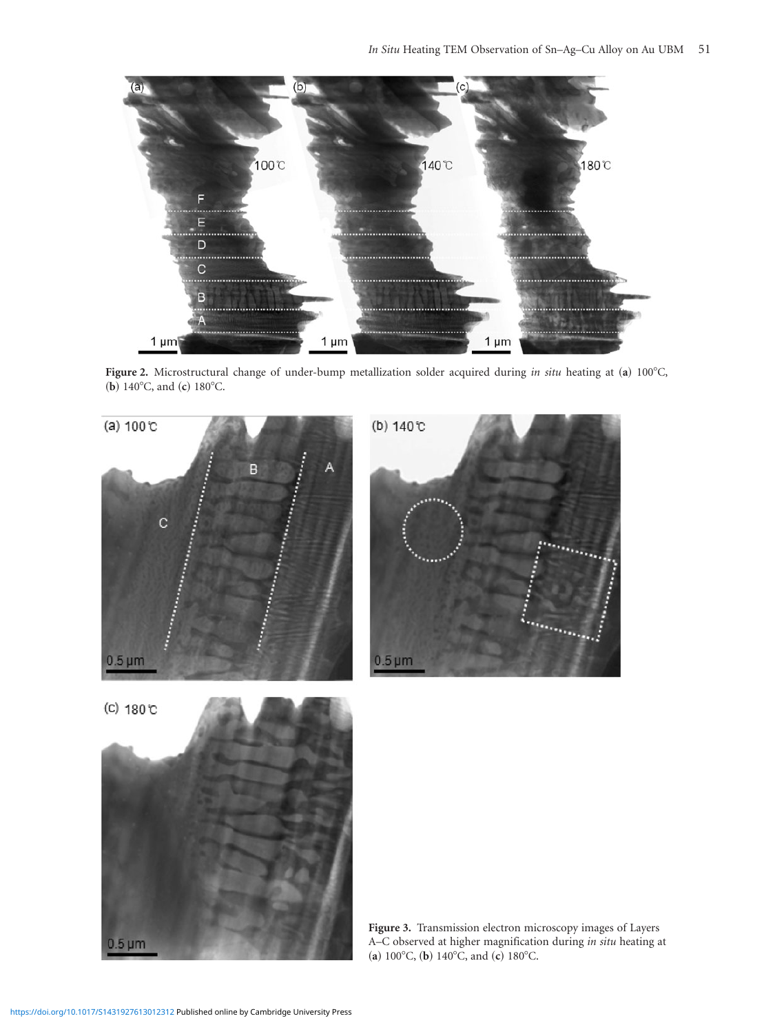**Figure 2.** Microstructural change of under-bump metallization solder acquired during *in situ* heating at (**a**) 100°C, (**b**) 140°C, and (**c**) 180°C.

**Figure 3.** Transmission electron microscopy images of Layers A–C observed at higher magnification during *in situ* heating at (**a**) 100°C, (**b**) 140°C, and (**c**) 180°C.

https://doi.org/10.1017/S1431927613012312 Published online by Cambridge University Press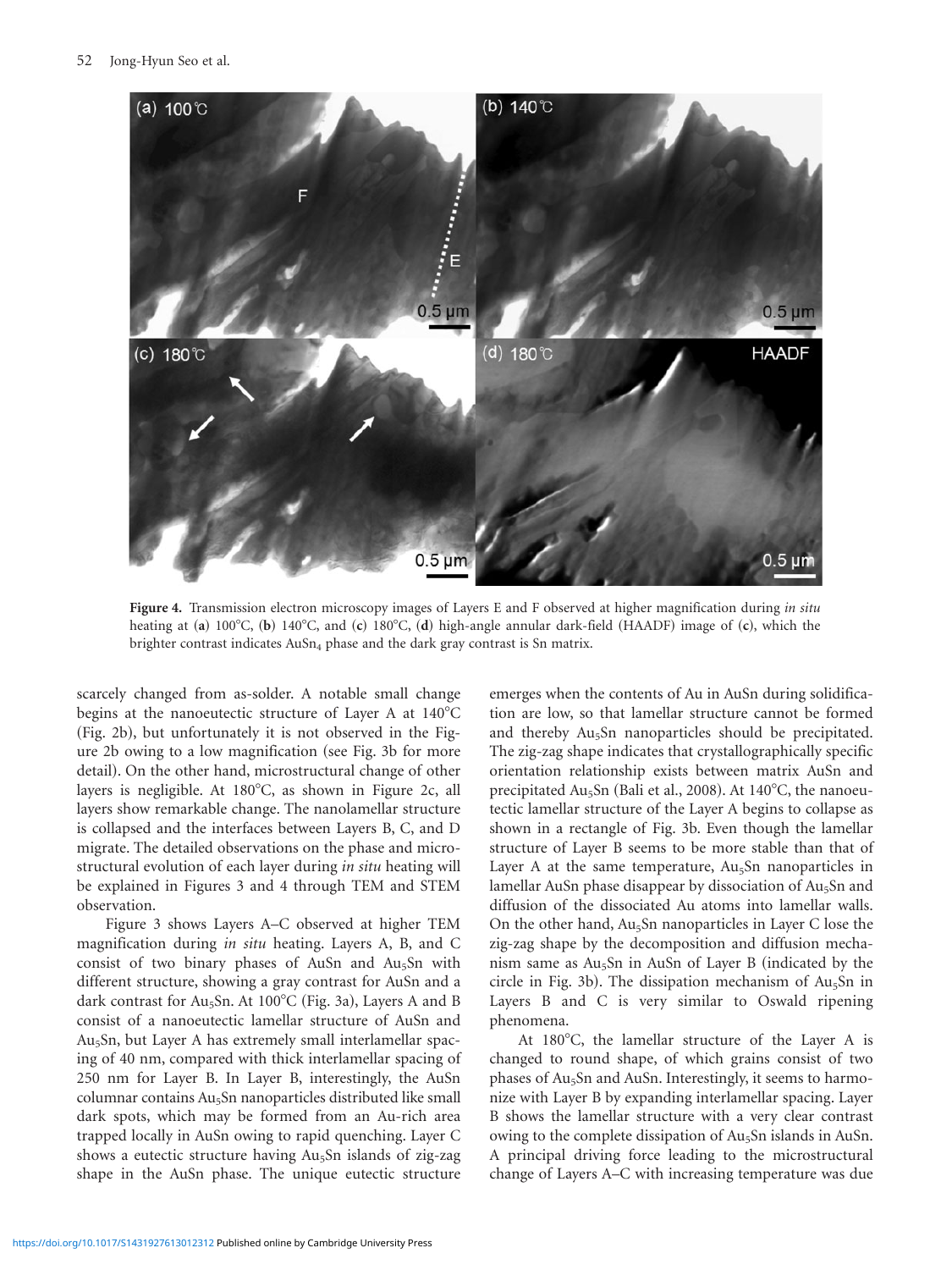**Figure 4.** Transmission electron microscopy images of Layers E and F observed at higher magnification during *in situ* heating at (**a**) 100°C, (**b**) 140°C, and (**c**) 180°C, (**d**) high-angle annular dark-field (HAADF) image of (**c**), which the brighter contrast indicates $AuSn_4$ phase and the dark gray contrast is Sn matrix.

scarcely changed from as-solder. A notable small change begins at the nanoeutectic structure of Layer A at 140°C (Fig. 2b), but unfortunately it is not observed in the Figure 2b owing to a low magnification (see Fig. 3b for more detail). On the other hand, microstructural change of other layers is negligible. At 180°C, as shown in Figure 2c, all layers show remarkable change. The nanolamellar structure is collapsed and the interfaces between Layers B, C, and D migrate. The detailed observations on the phase and microstructural evolution of each layer during *in situ* heating will be explained in Figures 3 and 4 through TEM and STEM observation.

Figure 3 shows Layers A–C observed at higher TEM magnification during *in situ* heating. Layers A, B, and C consist of two binary phases of AuSn and $Au_5Sn$ with different structure, showing a gray contrast for AuSn and a dark contrast for $Au_5Sn$. At 100°C (Fig. 3a), Layers A and B consist of a nanoeutectic lamellar structure of AuSn and $Au_5Sn$, but Layer A has extremely small interlamellar spacing of 40 nm, compared with thick interlamellar spacing of 250 nm for Layer B. In Layer B, interestingly, the AuSn columnar contains $Au_5Sn$ nanoparticles distributed like small dark spots, which may be formed from an Au-rich area trapped locally in AuSn owing to rapid quenching. Layer C shows a eutectic structure having $Au_5Sn$ islands of zig-zag shape in the AuSn phase. The unique eutectic structure emerges when the contents of Au in AuSn during solidification are low, so that lamellar structure cannot be formed and thereby $Au_5Sn$ nanoparticles should be precipitated. The zig-zag shape indicates that crystallographically specific orientation relationship exists between matrix AuSn and precipitated $Au_5Sn$ (Bali et al., 2008). At 140°C, the nanoeutectic lamellar structure of the Layer A begins to collapse as shown in a rectangle of Fig. 3b. Even though the lamellar structure of Layer B seems to be more stable than that of Layer A at the same temperature, $Au_5Sn$ nanoparticles in lamellar AuSn phase disappear by dissociation of $Au_5Sn$ and diffusion of the dissociated Au atoms into lamellar walls. On the other hand, $Au_5Sn$ nanoparticles in Layer C lose the zig-zag shape by the decomposition and diffusion mechanism same as $Au_5Sn$ in AuSn of Layer B (indicated by the circle in Fig. 3b). The dissipation mechanism of $Au_5Sn$ in Layers B and C is very similar to Oswald ripening phenomena.

At 180°C, the lamellar structure of the Layer A is changed to round shape, of which grains consist of two phases of $Au_5Sn$ and AuSn. Interestingly, it seems to harmonize with Layer B by expanding interlamellar spacing. Layer B shows the lamellar structure with a very clear contrast owing to the complete dissipation of $Au_5Sn$ islands in AuSn. A principal driving force leading to the microstructural change of Layers A–C with increasing temperature was due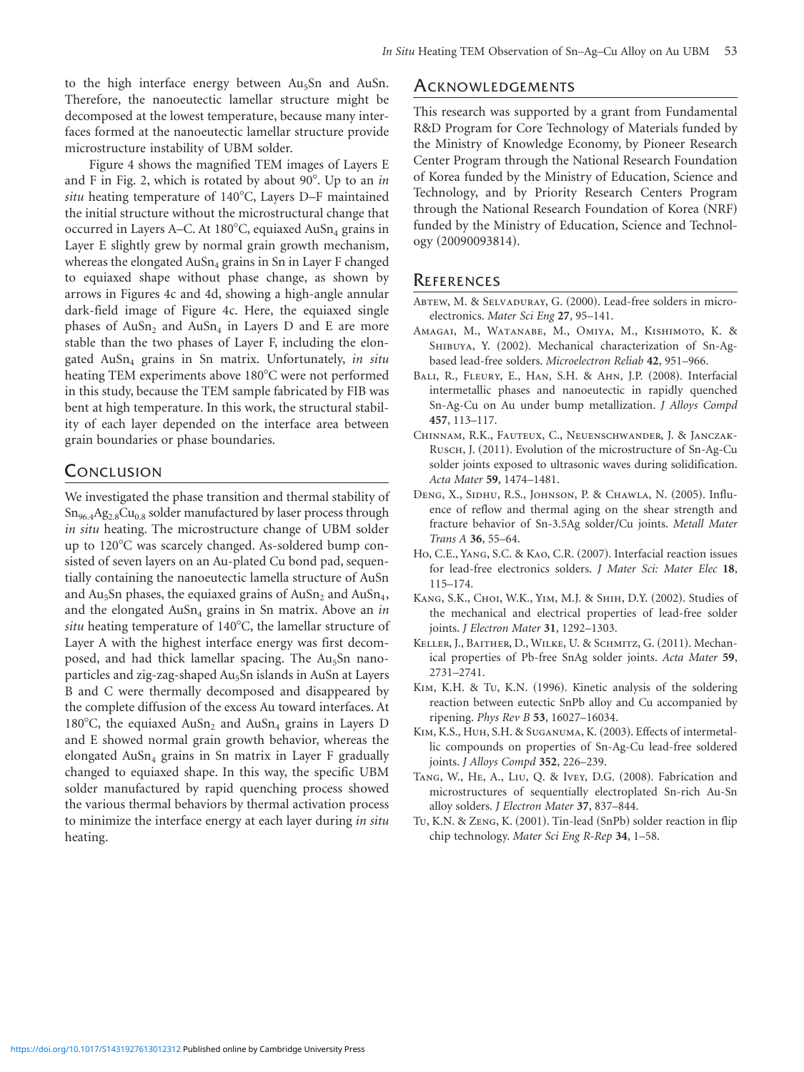to the high interface energy between $Au_5Sn$ and AuSn. Therefore, the nanoeutectic lamellar structure might be decomposed at the lowest temperature, because many interfaces formed at the nanoeutectic lamellar structure provide microstructure instability of UBM solder.

Figure 4 shows the magnified TEM images of Layers E and F in Fig. 2, which is rotated by about 90°. Up to an *in situ* heating temperature of 140°C, Layers D–F maintained the initial structure without the microstructural change that occurred in Layers A–C. At 180°C, equiaxed $AuSn_4$ grains in Layer E slightly grew by normal grain growth mechanism, whereas the elongated $AuSn_4$ grains in Sn in Layer F changed to equiaxed shape without phase change, as shown by arrows in Figures 4c and 4d, showing a high-angle annular dark-field image of Figure 4c. Here, the equiaxed single phases of $AuSn_2$ and $AuSn_4$ in Layers D and E are more stable than the two phases of Layer F, including the elongated $AuSn_4$ grains in Sn matrix. Unfortunately, *in situ* heating TEM experiments above 180°C were not performed in this study, because the TEM sample fabricated by FIB was bent at high temperature. In this work, the structural stability of each layer depended on the interface area between grain boundaries or phase boundaries.

## Conclusion

We investigated the phase transition and thermal stability of $Sn_{96.4}Ag_{2.8}Cu_{0.8}$ solder manufactured by laser process through *in situ* heating. The microstructure change of UBM solder up to 120°C was scarcely changed. As-soldered bump consisted of seven layers on an Au-plated Cu bond pad, sequentially containing the nanoeutectic lamella structure of AuSn and $Au_5Sn$ phases, the equiaxed grains of $AuSn_2$ and $AuSn_4$, and the elongated $AuSn_4$ grains in Sn matrix. Above an *in situ* heating temperature of 140°C, the lamellar structure of Layer A with the highest interface energy was first decomposed, and had thick lamellar spacing. The $Au_5Sn$ nanoparticles and zig-zag-shaped $Au_5Sn$ islands in AuSn at Layers B and C were thermally decomposed and disappeared by the complete diffusion of the excess Au toward interfaces. At 180°C, the equiaxed $AuSn_2$ and $AuSn_4$ grains in Layers D and E showed normal grain growth behavior, whereas the elongated $AuSn_4$ grains in Sn matrix in Layer F gradually changed to equiaxed shape. In this way, the specific UBM solder manufactured by rapid quenching process showed the various thermal behaviors by thermal activation process to minimize the interface energy at each layer during *in situ* heating.

## Acknowledgements

This research was supported by a grant from Fundamental R&D Program for Core Technology of Materials funded by the Ministry of Knowledge Economy, by Pioneer Research Center Program through the National Research Foundation of Korea funded by the Ministry of Education, Science and Technology, and by Priority Research Centers Program through the National Research Foundation of Korea (NRF) funded by the Ministry of Education, Science and Technology (20090093814).

## References

Abtew, M. & Selvaduray, G. (2000). Lead-free solders in microelectronics. *Mater Sci Eng* **27**, 95–141.

Amagai, M., Watanabe, M., Omiya, M., Kishimoto, K. & Shibuya, Y. (2002). Mechanical characterization of Sn-Ag-based lead-free solders. *Microelectron Reliab* **42**, 951–966.

Bali, R., Fleury, E., Han, S.H. & Ahn, J.P. (2008). Interfacial intermetallic phases and nanoeutectic in rapidly quenched Sn-Ag-Cu on Au under bump metallization. *J Alloys Compd* **457**, 113–117.

Chinnam, R.K., Fauteux, C., Neuenschwander, J. & Janczak-Rusch, J. (2011). Evolution of the microstructure of Sn-Ag-Cu solder joints exposed to ultrasonic waves during solidification. *Acta Mater* **59**, 1474–1481.

Deng, X., Sidhu, R.S., Johnson, P. & Chawla, N. (2005). Influence of reflow and thermal aging on the shear strength and fracture behavior of Sn-3.5Ag solder/Cu joints. *Metall Mater Trans A* **36**, 55–64.

Ho, C.E., Yang, S.C. & Kao, C.R. (2007). Interfacial reaction issues for lead-free electronics solders. *J Mater Sci: Mater Elec* **18**, 115–174.

Kang, S.K., Choi, W.K., Yim, M.J. & Shih, D.Y. (2002). Studies of the mechanical and electrical properties of lead-free solder joints. *J Electron Mater* **31**, 1292–1303.

Keller, J., Baither, D., Wilke, U. & Schmitz, G. (2011). Mechanical properties of Pb-free SnAg solder joints. *Acta Mater* **59**, 2731–2741.

Kim, K.H. & Tu, K.N. (1996). Kinetic analysis of the soldering reaction between eutectic SnPb alloy and Cu accompanied by ripening. *Phys Rev B* **53**, 16027–16034.

Kim, K.S., Huh, S.H. & Suganuma, K. (2003). Effects of intermetallic compounds on properties of Sn-Ag-Cu lead-free soldered joints. *J Alloys Compd* **352**, 226–239.

Tang, W., He, A., Liu, Q. & Ivey, D.G. (2008). Fabrication and microstructures of sequentially electroplated Sn-rich Au-Sn alloy solders. *J Electron Mater* **37**, 837–844.

Tu, K.N. & Zeng, K. (2001). Tin-lead (SnPb) solder reaction in flip chip technology. *Mater Sci Eng R-Rep* **34**, 1–58.